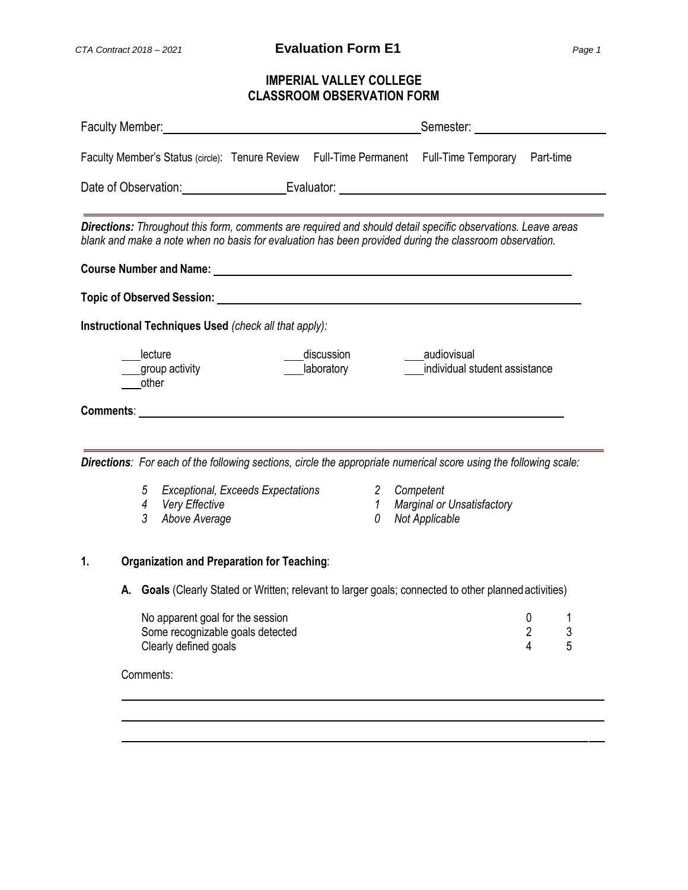# Evaluation Form E1

## IMPERIAL VALLEY COLLEGE
## CLASSROOM OBSERVATION FORM

Faculty Member: ______________________________ Semester: ________________

Faculty Member's Status (circle): Tenure Review Full-Time Permanent Full-Time Temporary Part-time

Date of Observation: ____________ Evaluator: ______________________________

---

***Directions:*** *Throughout this form, comments are required and should detail specific observations. Leave areas blank and make a note when no basis for evaluation has been provided during the classroom observation.*

**Course Number and Name:** ______________________________

**Topic of Observed Session:** ______________________________

**Instructional Techniques Used** *(check all that apply):*

___lecture ___discussion ___audiovisual
___group activity ___laboratory ___individual student assistance
___other

**Comments**: ______________________________

---

***Directions****: For each of the following sections, circle the appropriate numerical score using the following scale:*

| | |
|---|---|
| *5 Exceptional, Exceeds Expectations* | *2 Competent* |
| *4 Very Effective* | *1 Marginal or Unsatisfactory* |
| *3 Above Average* | *0 Not Applicable* |

**1. Organization and Preparation for Teaching**:

**A. Goals** (Clearly Stated or Written; relevant to larger goals; connected to other planned activities)

| | | |
|---|---|---|
| No apparent goal for the session | 0 | 1 |
| Some recognizable goals detected | 2 | 3 |
| Clearly defined goals | 4 | 5 |

Comments:

______________________________

______________________________

______________________________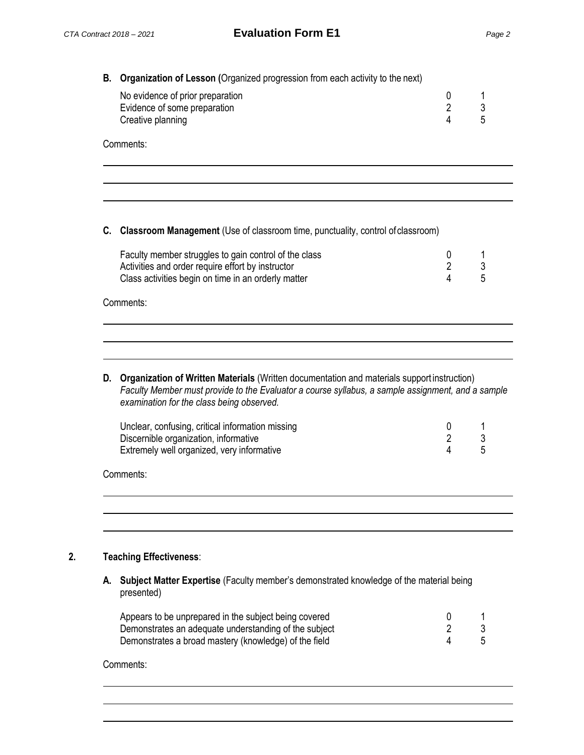**B. Organization of Lesson (**Organized progression from each activity to the next)

| | | |
|---|---|---|
| No evidence of prior preparation | 0 | 1 |
| Evidence of some preparation | 2 | 3 |
| Creative planning | 4 | 5 |

Comments:

**C. Classroom Management** (Use of classroom time, punctuality, control of classroom)

| | | |
|---|---|---|
| Faculty member struggles to gain control of the class | 0 | 1 |
| Activities and order require effort by instructor | 2 | 3 |
| Class activities begin on time in an orderly matter | 4 | 5 |

Comments:

**D. Organization of Written Materials** (Written documentation and materials support instruction)
*Faculty Member must provide to the Evaluator a course syllabus, a sample assignment, and a sample examination for the class being observed.*

| | | |
|---|---|---|
| Unclear, confusing, critical information missing | 0 | 1 |
| Discernible organization, informative | 2 | 3 |
| Extremely well organized, very informative | 4 | 5 |

Comments:

## 2. Teaching Effectiveness:

**A. Subject Matter Expertise** (Faculty member's demonstrated knowledge of the material being presented)

| | | |
|---|---|---|
| Appears to be unprepared in the subject being covered | 0 | 1 |
| Demonstrates an adequate understanding of the subject | 2 | 3 |
| Demonstrates a broad mastery (knowledge) of the field | 4 | 5 |

Comments: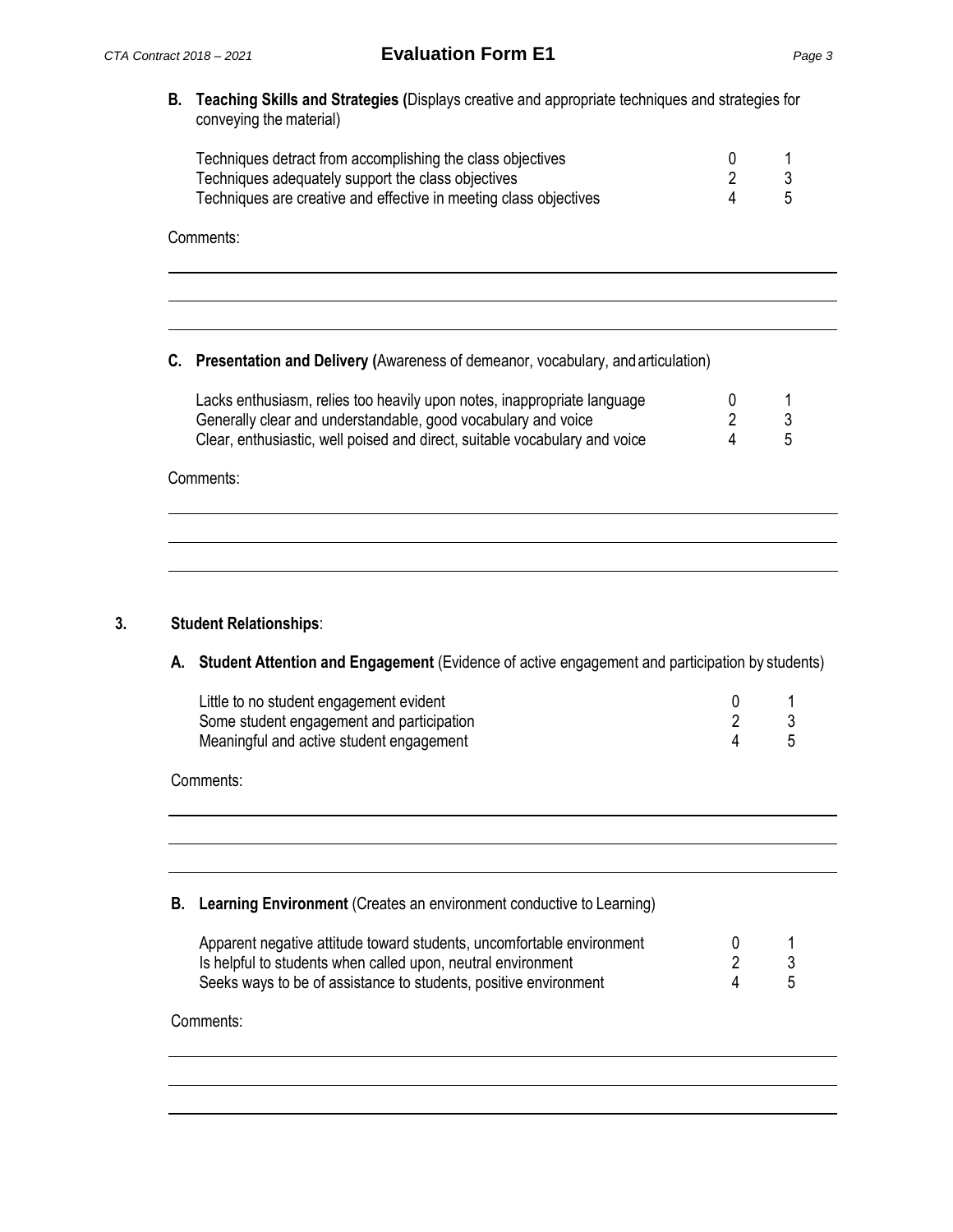**B. Teaching Skills and Strategies (**Displays creative and appropriate techniques and strategies for conveying the material)

| | | |
|---|---|---|
| Techniques detract from accomplishing the class objectives | 0 | 1 |
| Techniques adequately support the class objectives | 2 | 3 |
| Techniques are creative and effective in meeting class objectives | 4 | 5 |

Comments:

---

---

---

**C. Presentation and Delivery (**Awareness of demeanor, vocabulary, and articulation)

| | | |
|---|---|---|
| Lacks enthusiasm, relies too heavily upon notes, inappropriate language | 0 | 1 |
| Generally clear and understandable, good vocabulary and voice | 2 | 3 |
| Clear, enthusiastic, well poised and direct, suitable vocabulary and voice | 4 | 5 |

Comments:

---

---

---

## 3. **Student Relationships**:

**A. Student Attention and Engagement** (Evidence of active engagement and participation by students)

| | | |
|---|---|---|
| Little to no student engagement evident | 0 | 1 |
| Some student engagement and participation | 2 | 3 |
| Meaningful and active student engagement | 4 | 5 |

Comments:

---

---

---

**B. Learning Environment** (Creates an environment conductive to Learning)

| | | |
|---|---|---|
| Apparent negative attitude toward students, uncomfortable environment | 0 | 1 |
| Is helpful to students when called upon, neutral environment | 2 | 3 |
| Seeks ways to be of assistance to students, positive environment | 4 | 5 |

Comments:

---

---

---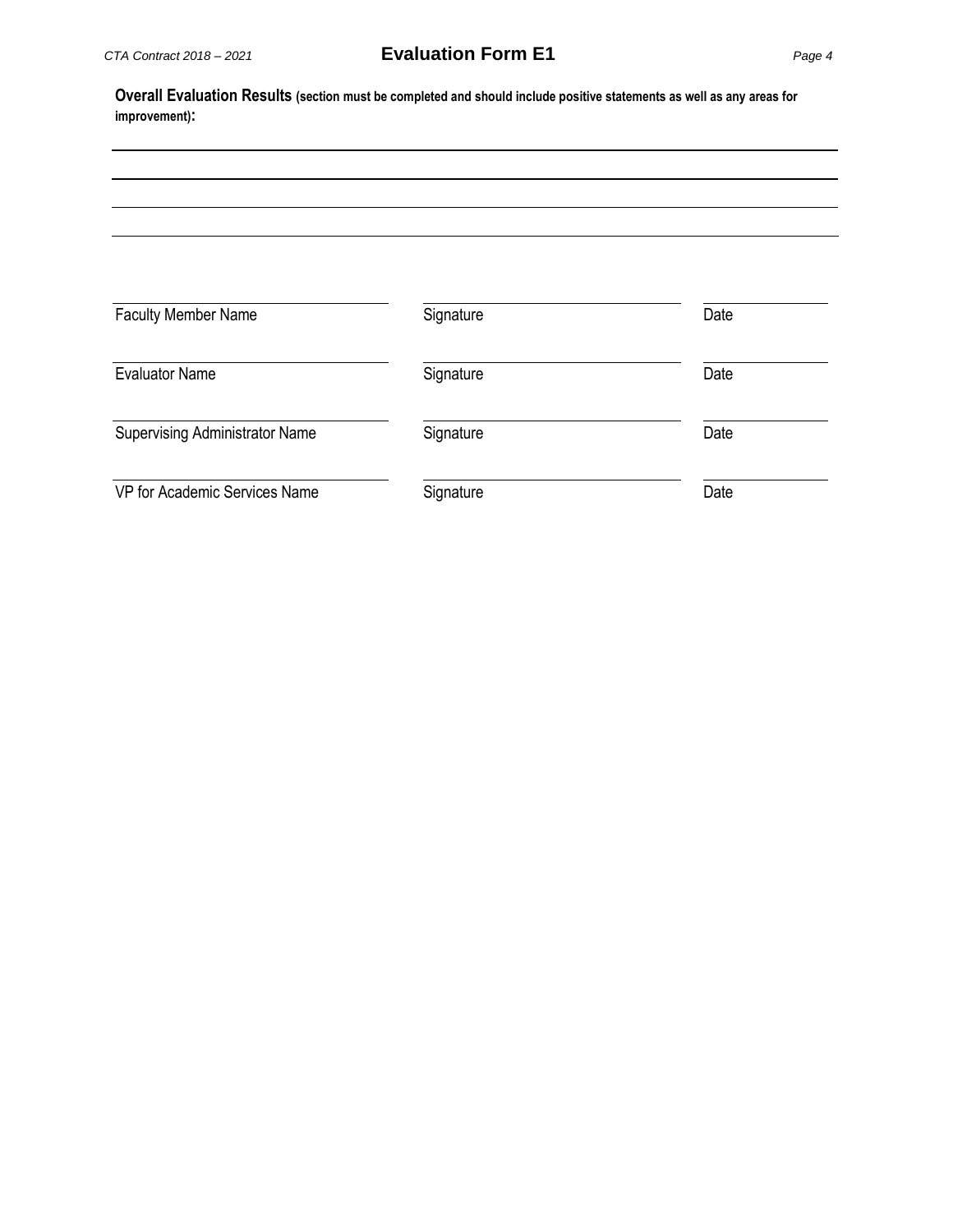**Overall Evaluation Results** **(section must be completed and should include positive statements as well as any areas for improvement):**

---

---

---

---

| | | |
|---|---|---|
| Faculty Member Name | Signature | Date |
| Evaluator Name | Signature | Date |
| Supervising Administrator Name | Signature | Date |
| VP for Academic Services Name | Signature | Date |